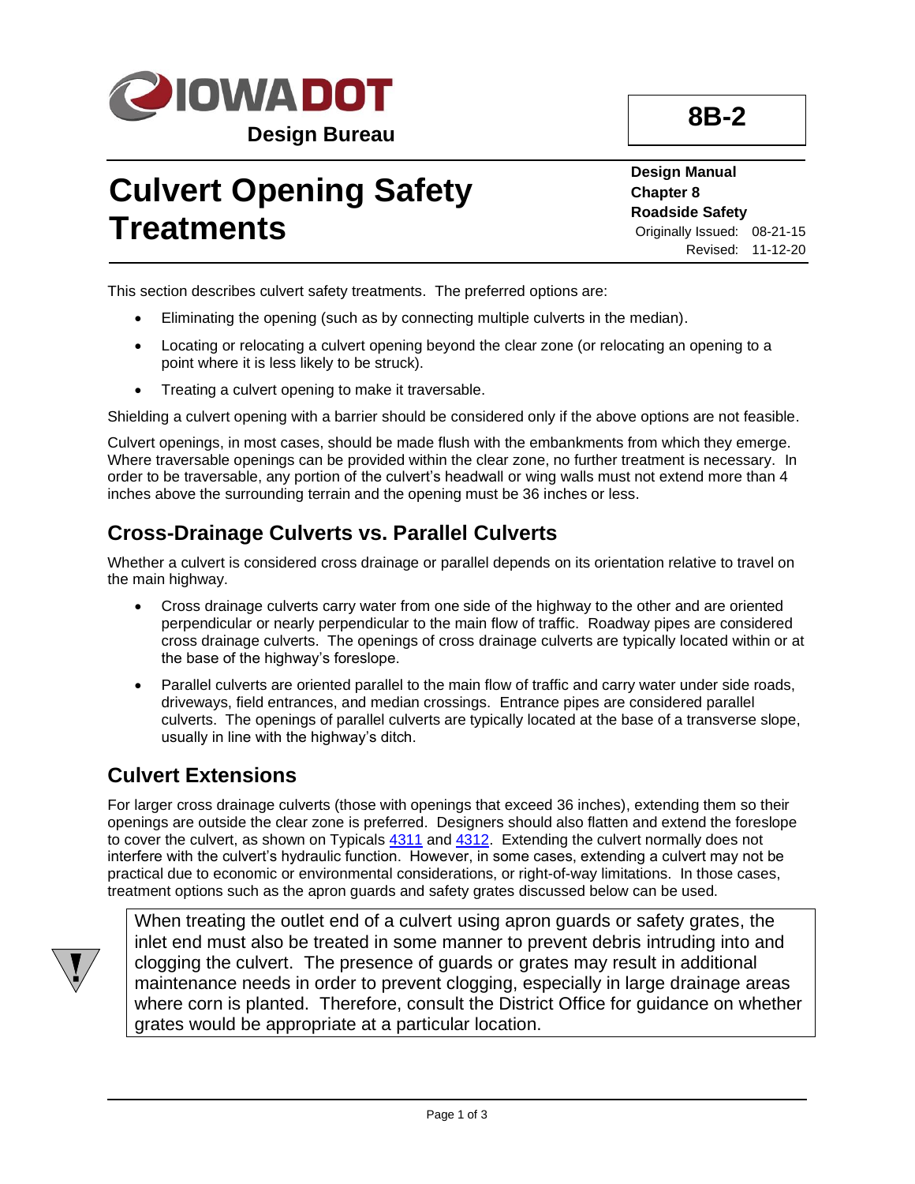# Culvert Opening Safety Treatments

**8B-2**

**Design Manual**
**Chapter 8**
**Roadside Safety**
Originally Issued: 08-21-15
Revised: 11-12-20

This section describes culvert safety treatments. The preferred options are:

- Eliminating the opening (such as by connecting multiple culverts in the median).
- Locating or relocating a culvert opening beyond the clear zone (or relocating an opening to a point where it is less likely to be struck).
- Treating a culvert opening to make it traversable.

Shielding a culvert opening with a barrier should be considered only if the above options are not feasible.

Culvert openings, in most cases, should be made flush with the embankments from which they emerge. Where traversable openings can be provided within the clear zone, no further treatment is necessary. In order to be traversable, any portion of the culvert's headwall or wing walls must not extend more than 4 inches above the surrounding terrain and the opening must be 36 inches or less.

## Cross-Drainage Culverts vs. Parallel Culverts

Whether a culvert is considered cross drainage or parallel depends on its orientation relative to travel on the main highway.

- Cross drainage culverts carry water from one side of the highway to the other and are oriented perpendicular or nearly perpendicular to the main flow of traffic. Roadway pipes are considered cross drainage culverts. The openings of cross drainage culverts are typically located within or at the base of the highway's foreslope.
- Parallel culverts are oriented parallel to the main flow of traffic and carry water under side roads, driveways, field entrances, and median crossings. Entrance pipes are considered parallel culverts. The openings of parallel culverts are typically located at the base of a transverse slope, usually in line with the highway's ditch.

## Culvert Extensions

For larger cross drainage culverts (those with openings that exceed 36 inches), extending them so their openings are outside the clear zone is preferred. Designers should also flatten and extend the foreslope to cover the culvert, as shown on Typicals 4311 and 4312. Extending the culvert normally does not interfere with the culvert's hydraulic function. However, in some cases, extending a culvert may not be practical due to economic or environmental considerations, or right-of-way limitations. In those cases, treatment options such as the apron guards and safety grates discussed below can be used.

> When treating the outlet end of a culvert using apron guards or safety grates, the inlet end must also be treated in some manner to prevent debris intruding into and clogging the culvert. The presence of guards or grates may result in additional maintenance needs in order to prevent clogging, especially in large drainage areas where corn is planted. Therefore, consult the District Office for guidance on whether grates would be appropriate at a particular location.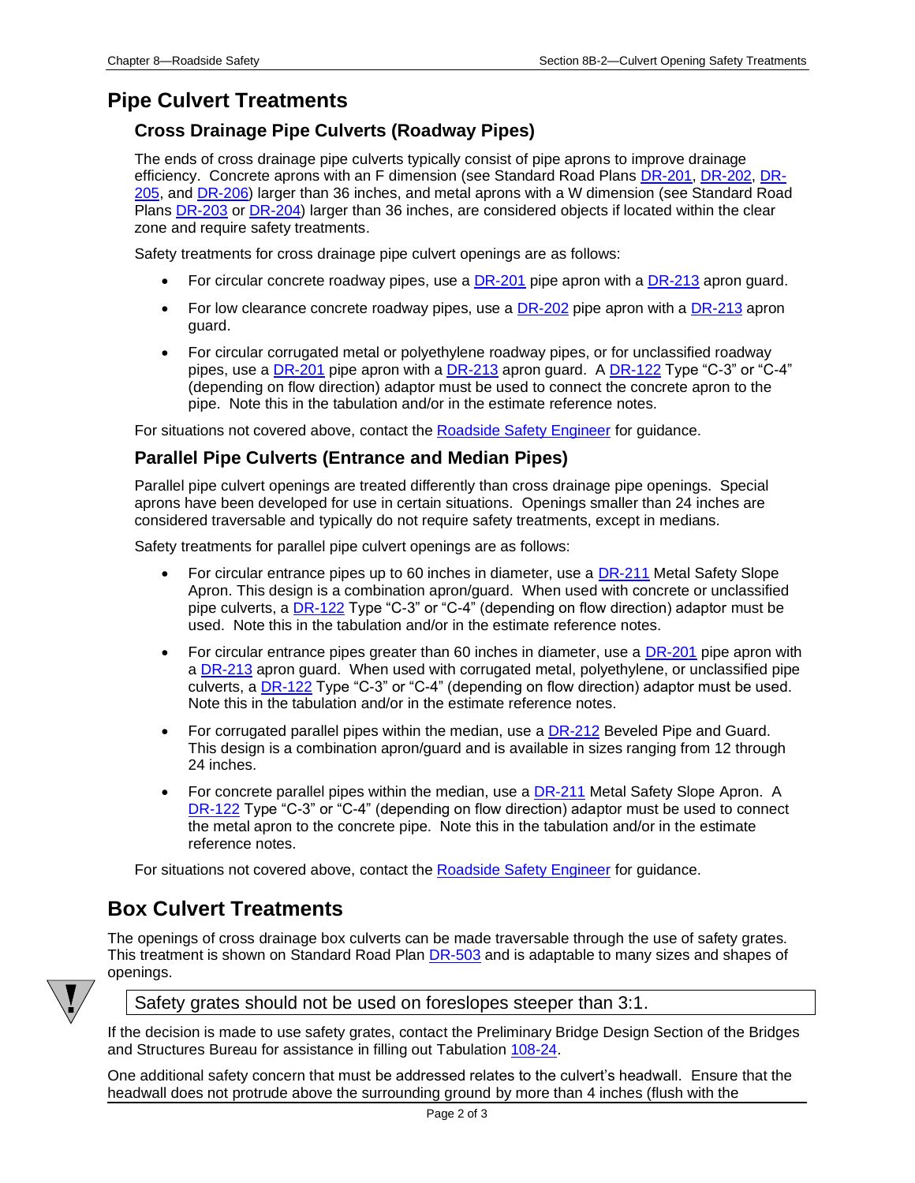# Pipe Culvert Treatments

## Cross Drainage Pipe Culverts (Roadway Pipes)

The ends of cross drainage pipe culverts typically consist of pipe aprons to improve drainage efficiency. Concrete aprons with an F dimension (see Standard Road Plans DR-201, DR-202, DR-205, and DR-206) larger than 36 inches, and metal aprons with a W dimension (see Standard Road Plans DR-203 or DR-204) larger than 36 inches, are considered objects if located within the clear zone and require safety treatments.

Safety treatments for cross drainage pipe culvert openings are as follows:

- For circular concrete roadway pipes, use a DR-201 pipe apron with a DR-213 apron guard.
- For low clearance concrete roadway pipes, use a DR-202 pipe apron with a DR-213 apron guard.
- For circular corrugated metal or polyethylene roadway pipes, or for unclassified roadway pipes, use a DR-201 pipe apron with a DR-213 apron guard. A DR-122 Type "C-3" or "C-4" (depending on flow direction) adaptor must be used to connect the concrete apron to the pipe. Note this in the tabulation and/or in the estimate reference notes.

For situations not covered above, contact the Roadside Safety Engineer for guidance.

## Parallel Pipe Culverts (Entrance and Median Pipes)

Parallel pipe culvert openings are treated differently than cross drainage pipe openings. Special aprons have been developed for use in certain situations. Openings smaller than 24 inches are considered traversable and typically do not require safety treatments, except in medians.

Safety treatments for parallel pipe culvert openings are as follows:

- For circular entrance pipes up to 60 inches in diameter, use a DR-211 Metal Safety Slope Apron. This design is a combination apron/guard. When used with concrete or unclassified pipe culverts, a DR-122 Type "C-3" or "C-4" (depending on flow direction) adaptor must be used. Note this in the tabulation and/or in the estimate reference notes.
- For circular entrance pipes greater than 60 inches in diameter, use a DR-201 pipe apron with a DR-213 apron guard. When used with corrugated metal, polyethylene, or unclassified pipe culverts, a DR-122 Type "C-3" or "C-4" (depending on flow direction) adaptor must be used. Note this in the tabulation and/or in the estimate reference notes.
- For corrugated parallel pipes within the median, use a DR-212 Beveled Pipe and Guard. This design is a combination apron/guard and is available in sizes ranging from 12 through 24 inches.
- For concrete parallel pipes within the median, use a DR-211 Metal Safety Slope Apron. A DR-122 Type "C-3" or "C-4" (depending on flow direction) adaptor must be used to connect the metal apron to the concrete pipe. Note this in the tabulation and/or in the estimate reference notes.

For situations not covered above, contact the Roadside Safety Engineer for guidance.

# Box Culvert Treatments

The openings of cross drainage box culverts can be made traversable through the use of safety grates. This treatment is shown on Standard Road Plan DR-503 and is adaptable to many sizes and shapes of openings.

> Safety grates should not be used on foreslopes steeper than 3:1.

If the decision is made to use safety grates, contact the Preliminary Bridge Design Section of the Bridges and Structures Bureau for assistance in filling out Tabulation 108-24.

One additional safety concern that must be addressed relates to the culvert's headwall. Ensure that the headwall does not protrude above the surrounding ground by more than 4 inches (flush with the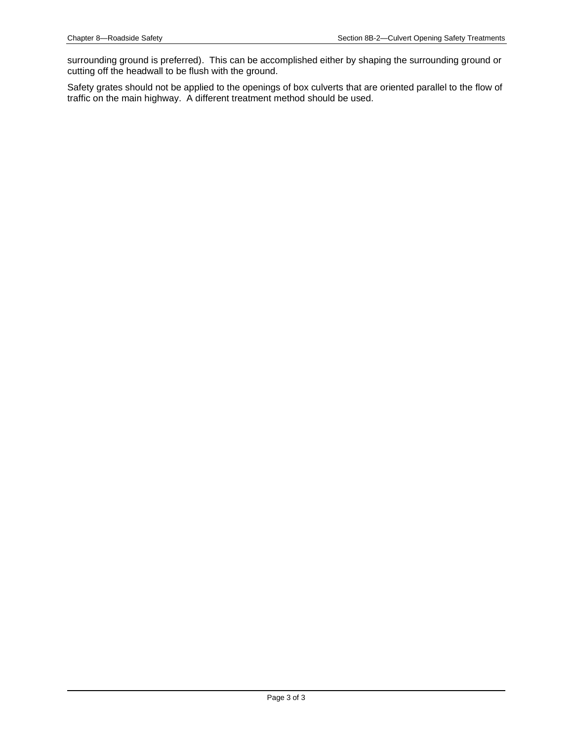surrounding ground is preferred). This can be accomplished either by shaping the surrounding ground or cutting off the headwall to be flush with the ground.

Safety grates should not be applied to the openings of box culverts that are oriented parallel to the flow of traffic on the main highway. A different treatment method should be used.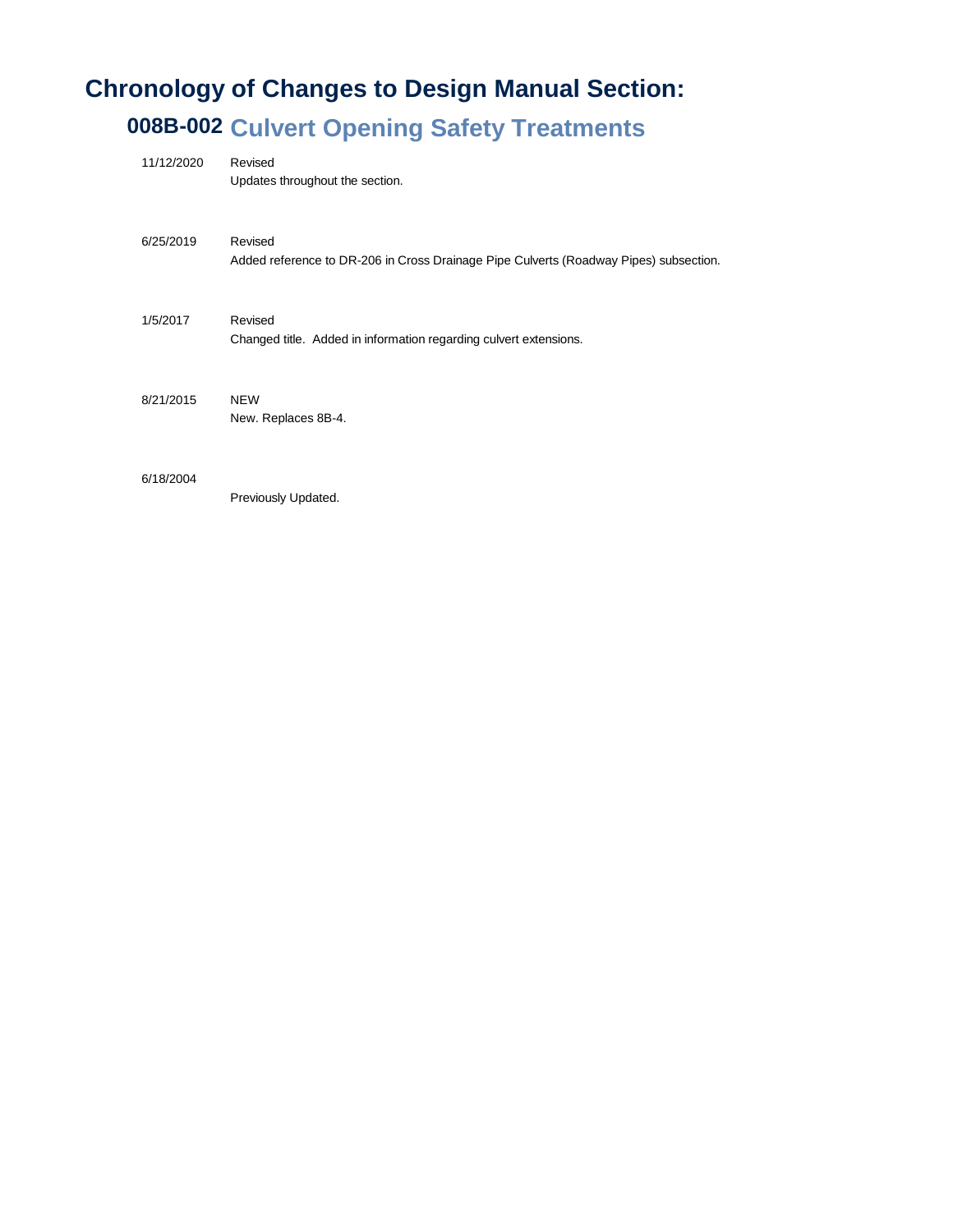# Chronology of Changes to Design Manual Section:

## 008B-002 Culvert Opening Safety Treatments

| | | |
|---|---|---|
| 11/12/2020 | Revised | Updates throughout the section. |
| 6/25/2019 | Revised | Added reference to DR-206 in Cross Drainage Pipe Culverts (Roadway Pipes) subsection. |
| 1/5/2017 | Revised | Changed title. Added in information regarding culvert extensions. |
| 8/21/2015 | NEW | New. Replaces 8B-4. |
| 6/18/2004 | | Previously Updated. |